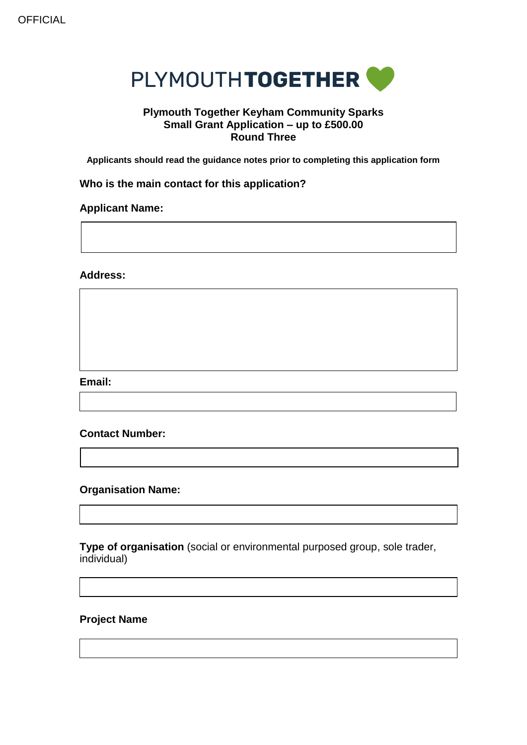OFFICIAL

PLYMOUTH**TOGETHER**

**Plymouth Together Keyham Community Sparks**
**Small Grant Application – up to £500.00**
**Round Three**

**Applicants should read the guidance notes prior to completing this application form**

**Who is the main contact for this application?**

**Applicant Name:**

**Address:**

**Email:**

**Contact Number:**

**Organisation Name:**

**Type of organisation** (social or environmental purposed group, sole trader, individual)

**Project Name**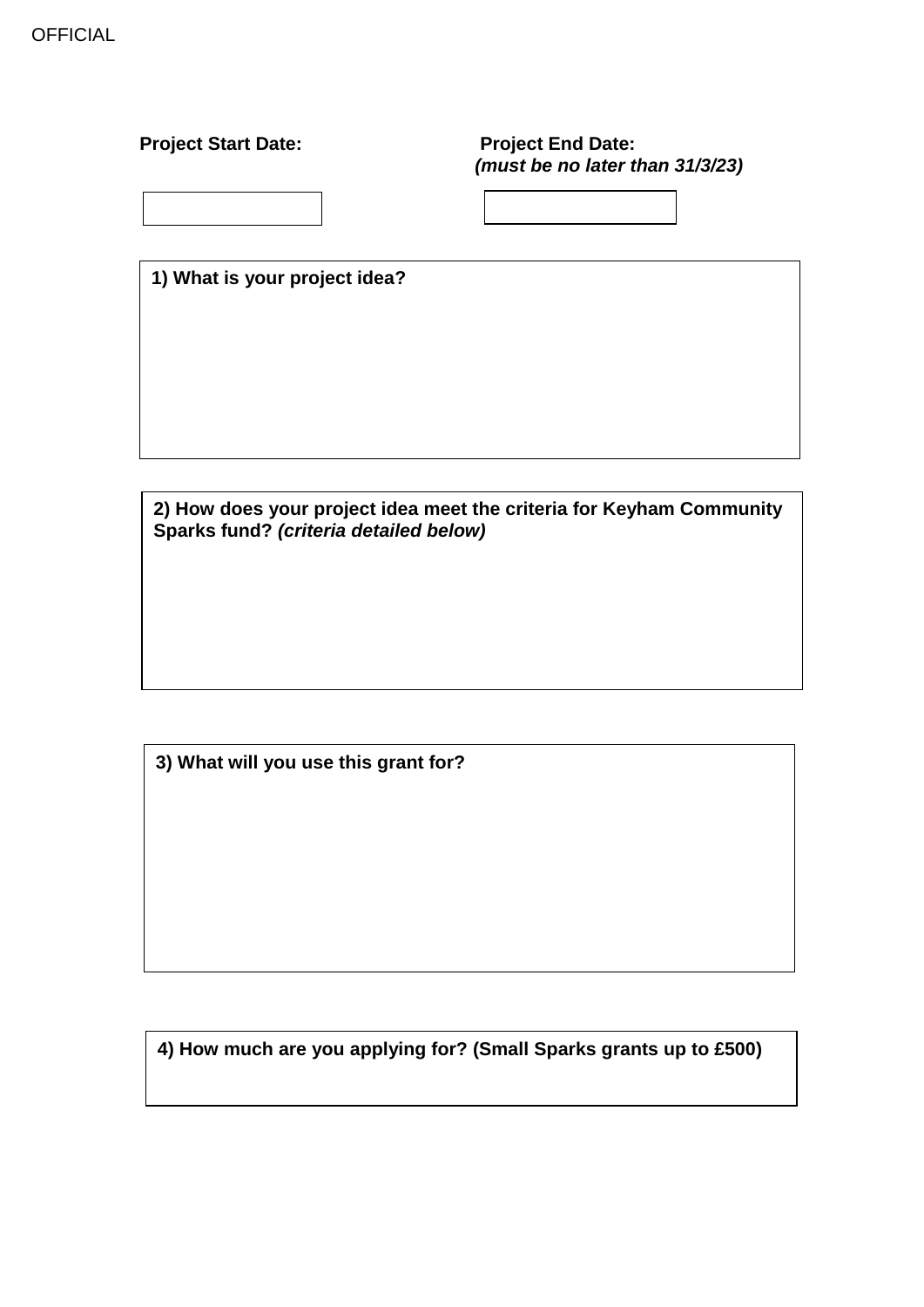**Project Start Date:**

**Project End Date:**
***(must be no later than 31/3/23)***

**1) What is your project idea?**

**2) How does your project idea meet the criteria for Keyham Community Sparks fund?** ***(criteria detailed below)***

**3) What will you use this grant for?**

**4) How much are you applying for? (Small Sparks grants up to £500)**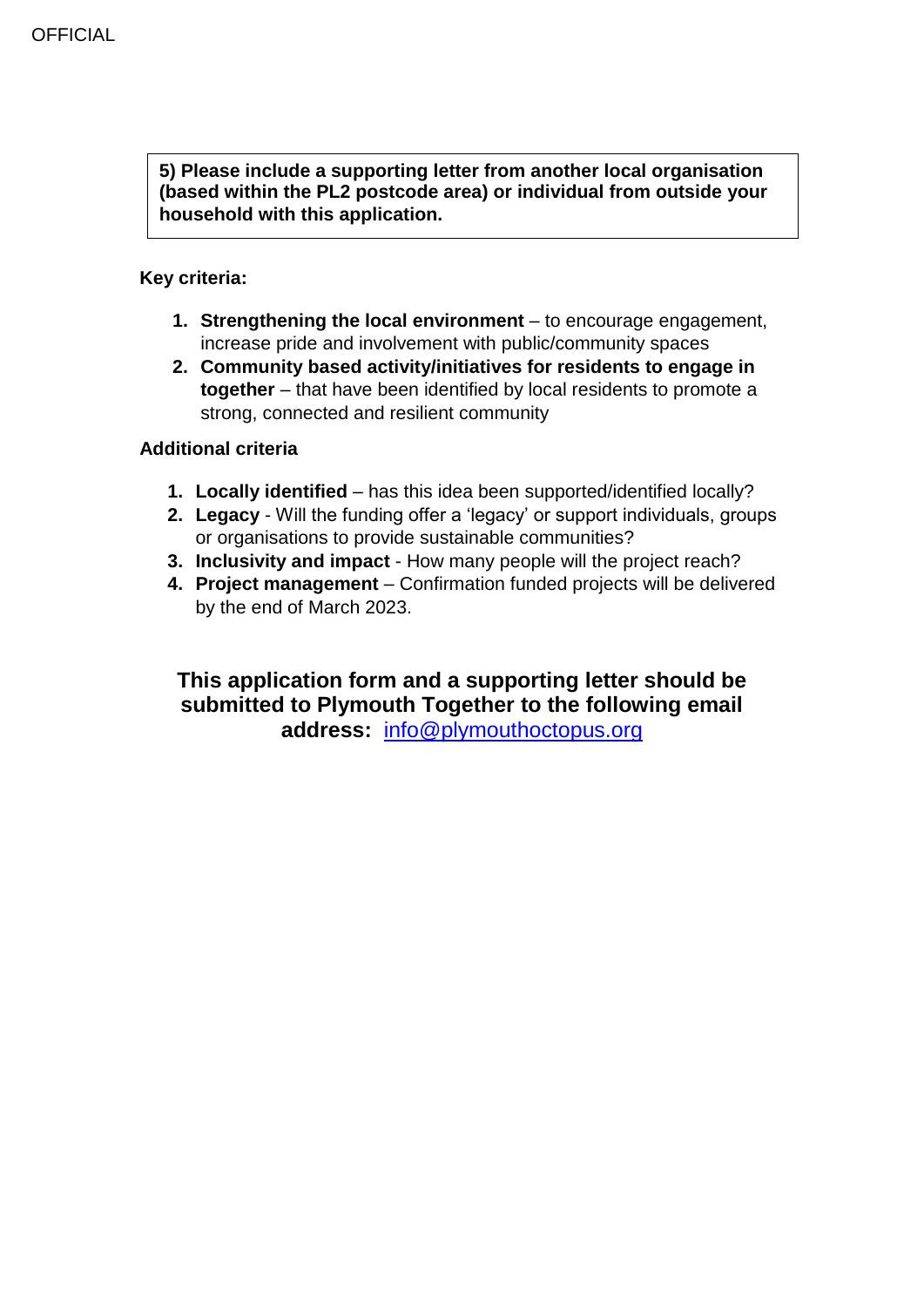**5) Please include a supporting letter from another local organisation (based within the PL2 postcode area) or individual from outside your household with this application.**

**Key criteria:**

1. **Strengthening the local environment** – to encourage engagement, increase pride and involvement with public/community spaces
2. **Community based activity/initiatives for residents to engage in together** – that have been identified by local residents to promote a strong, connected and resilient community

**Additional criteria**

1. **Locally identified** – has this idea been supported/identified locally?
2. **Legacy** - Will the funding offer a 'legacy' or support individuals, groups or organisations to provide sustainable communities?
3. **Inclusivity and impact** - How many people will the project reach?
4. **Project management** – Confirmation funded projects will be delivered by the end of March 2023.

**This application form and a supporting letter should be submitted to Plymouth Together to the following email address:** info@plymouthoctopus.org